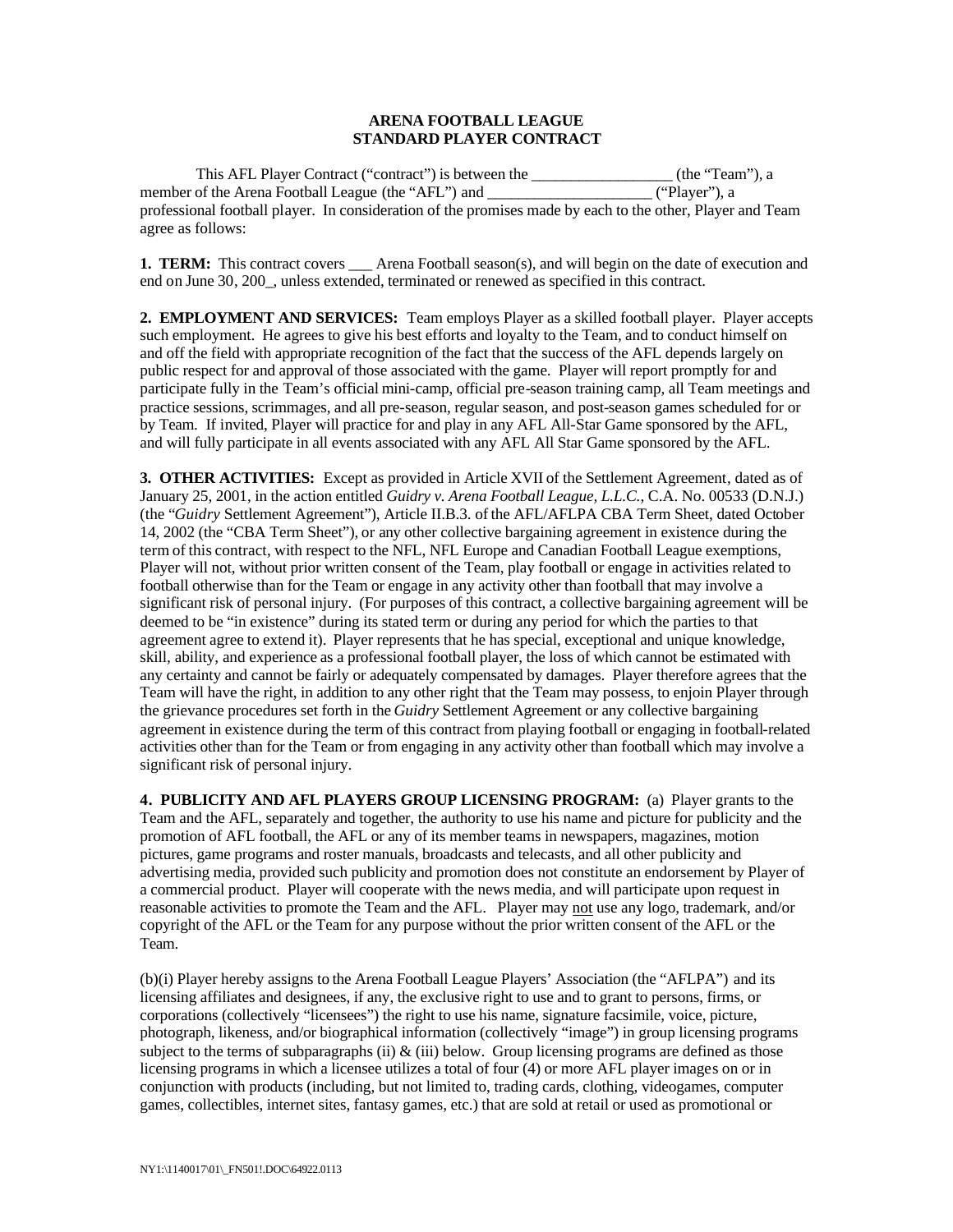# ARENA FOOTBALL LEAGUE
# STANDARD PLAYER CONTRACT

This AFL Player Contract ("contract") is between the __________________ (the "Team"), a member of the Arena Football League (the "AFL") and _____________________ ("Player"), a professional football player. In consideration of the promises made by each to the other, Player and Team agree as follows:

**1. TERM:** This contract covers ___ Arena Football season(s), and will begin on the date of execution and end on June 30, 200_, unless extended, terminated or renewed as specified in this contract.

**2. EMPLOYMENT AND SERVICES:** Team employs Player as a skilled football player. Player accepts such employment. He agrees to give his best efforts and loyalty to the Team, and to conduct himself on and off the field with appropriate recognition of the fact that the success of the AFL depends largely on public respect for and approval of those associated with the game. Player will report promptly for and participate fully in the Team's official mini-camp, official pre-season training camp, all Team meetings and practice sessions, scrimmages, and all pre-season, regular season, and post-season games scheduled for or by Team. If invited, Player will practice for and play in any AFL All-Star Game sponsored by the AFL, and will fully participate in all events associated with any AFL All Star Game sponsored by the AFL.

**3. OTHER ACTIVITIES:** Except as provided in Article XVII of the Settlement Agreement, dated as of January 25, 2001, in the action entitled *Guidry v. Arena Football League, L.L.C.*, C.A. No. 00533 (D.N.J.) (the "*Guidry* Settlement Agreement"), Article II.B.3. of the AFL/AFLPA CBA Term Sheet, dated October 14, 2002 (the "CBA Term Sheet"), or any other collective bargaining agreement in existence during the term of this contract, with respect to the NFL, NFL Europe and Canadian Football League exemptions, Player will not, without prior written consent of the Team, play football or engage in activities related to football otherwise than for the Team or engage in any activity other than football that may involve a significant risk of personal injury. (For purposes of this contract, a collective bargaining agreement will be deemed to be "in existence" during its stated term or during any period for which the parties to that agreement agree to extend it). Player represents that he has special, exceptional and unique knowledge, skill, ability, and experience as a professional football player, the loss of which cannot be estimated with any certainty and cannot be fairly or adequately compensated by damages. Player therefore agrees that the Team will have the right, in addition to any other right that the Team may possess, to enjoin Player through the grievance procedures set forth in the *Guidry* Settlement Agreement or any collective bargaining agreement in existence during the term of this contract from playing football or engaging in football-related activities other than for the Team or from engaging in any activity other than football which may involve a significant risk of personal injury.

**4. PUBLICITY AND AFL PLAYERS GROUP LICENSING PROGRAM:** (a) Player grants to the Team and the AFL, separately and together, the authority to use his name and picture for publicity and the promotion of AFL football, the AFL or any of its member teams in newspapers, magazines, motion pictures, game programs and roster manuals, broadcasts and telecasts, and all other publicity and advertising media, provided such publicity and promotion does not constitute an endorsement by Player of a commercial product. Player will cooperate with the news media, and will participate upon request in reasonable activities to promote the Team and the AFL. Player may <u>not</u> use any logo, trademark, and/or copyright of the AFL or the Team for any purpose without the prior written consent of the AFL or the Team.

(b)(i) Player hereby assigns to the Arena Football League Players' Association (the "AFLPA") and its licensing affiliates and designees, if any, the exclusive right to use and to grant to persons, firms, or corporations (collectively "licensees") the right to use his name, signature facsimile, voice, picture, photograph, likeness, and/or biographical information (collectively "image") in group licensing programs subject to the terms of subparagraphs (ii) & (iii) below. Group licensing programs are defined as those licensing programs in which a licensee utilizes a total of four (4) or more AFL player images on or in conjunction with products (including, but not limited to, trading cards, clothing, videogames, computer games, collectibles, internet sites, fantasy games, etc.) that are sold at retail or used as promotional or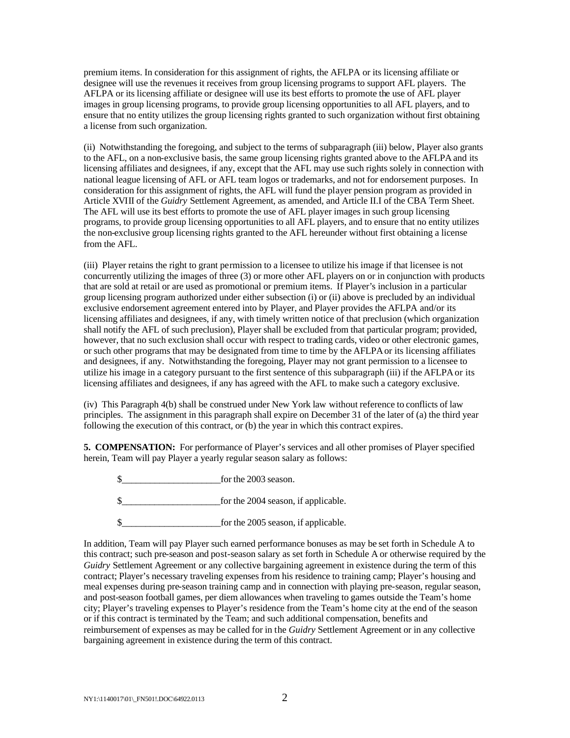premium items. In consideration for this assignment of rights, the AFLPA or its licensing affiliate or designee will use the revenues it receives from group licensing programs to support AFL players. The AFLPA or its licensing affiliate or designee will use its best efforts to promote the use of AFL player images in group licensing programs, to provide group licensing opportunities to all AFL players, and to ensure that no entity utilizes the group licensing rights granted to such organization without first obtaining a license from such organization.

(ii) Notwithstanding the foregoing, and subject to the terms of subparagraph (iii) below, Player also grants to the AFL, on a non-exclusive basis, the same group licensing rights granted above to the AFLPA and its licensing affiliates and designees, if any, except that the AFL may use such rights solely in connection with national league licensing of AFL or AFL team logos or trademarks, and not for endorsement purposes. In consideration for this assignment of rights, the AFL will fund the player pension program as provided in Article XVIII of the *Guidry* Settlement Agreement, as amended, and Article II.I of the CBA Term Sheet. The AFL will use its best efforts to promote the use of AFL player images in such group licensing programs, to provide group licensing opportunities to all AFL players, and to ensure that no entity utilizes the non-exclusive group licensing rights granted to the AFL hereunder without first obtaining a license from the AFL.

(iii) Player retains the right to grant permission to a licensee to utilize his image if that licensee is not concurrently utilizing the images of three (3) or more other AFL players on or in conjunction with products that are sold at retail or are used as promotional or premium items. If Player's inclusion in a particular group licensing program authorized under either subsection (i) or (ii) above is precluded by an individual exclusive endorsement agreement entered into by Player, and Player provides the AFLPA and/or its licensing affiliates and designees, if any, with timely written notice of that preclusion (which organization shall notify the AFL of such preclusion), Player shall be excluded from that particular program; provided, however, that no such exclusion shall occur with respect to trading cards, video or other electronic games, or such other programs that may be designated from time to time by the AFLPA or its licensing affiliates and designees, if any. Notwithstanding the foregoing, Player may not grant permission to a licensee to utilize his image in a category pursuant to the first sentence of this subparagraph (iii) if the AFLPA or its licensing affiliates and designees, if any has agreed with the AFL to make such a category exclusive.

(iv) This Paragraph 4(b) shall be construed under New York law without reference to conflicts of law principles. The assignment in this paragraph shall expire on December 31 of the later of (a) the third year following the execution of this contract, or (b) the year in which this contract expires.

**5. COMPENSATION:** For performance of Player's services and all other promises of Player specified herein, Team will pay Player a yearly regular season salary as follows:

$_____________________for the 2003 season.

$_____________________for the 2004 season, if applicable.

$_____________________for the 2005 season, if applicable.

In addition, Team will pay Player such earned performance bonuses as may be set forth in Schedule A to this contract; such pre-season and post-season salary as set forth in Schedule A or otherwise required by the *Guidry* Settlement Agreement or any collective bargaining agreement in existence during the term of this contract; Player's necessary traveling expenses from his residence to training camp; Player's housing and meal expenses during pre-season training camp and in connection with playing pre-season, regular season, and post-season football games, per diem allowances when traveling to games outside the Team's home city; Player's traveling expenses to Player's residence from the Team's home city at the end of the season or if this contract is terminated by the Team; and such additional compensation, benefits and reimbursement of expenses as may be called for in the *Guidry* Settlement Agreement or in any collective bargaining agreement in existence during the term of this contract.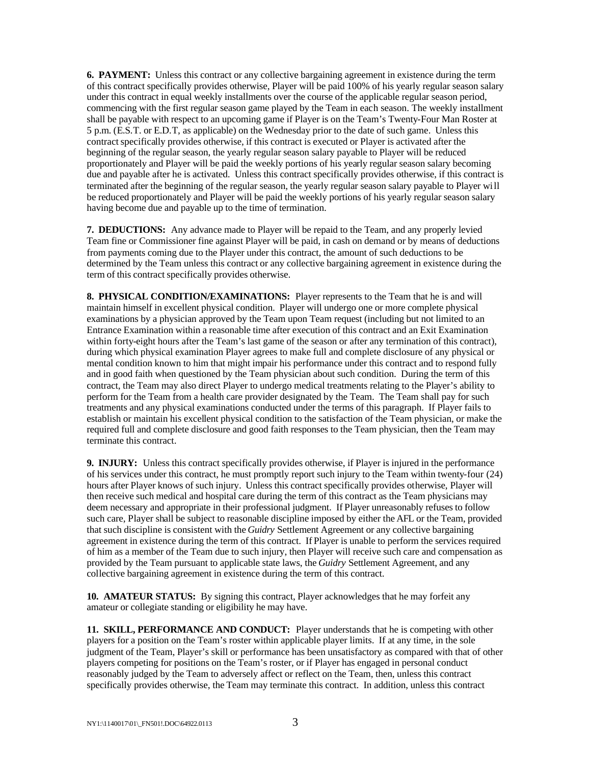**6. PAYMENT:** Unless this contract or any collective bargaining agreement in existence during the term of this contract specifically provides otherwise, Player will be paid 100% of his yearly regular season salary under this contract in equal weekly installments over the course of the applicable regular season period, commencing with the first regular season game played by the Team in each season. The weekly installment shall be payable with respect to an upcoming game if Player is on the Team's Twenty-Four Man Roster at 5 p.m. (E.S.T. or E.D.T, as applicable) on the Wednesday prior to the date of such game. Unless this contract specifically provides otherwise, if this contract is executed or Player is activated after the beginning of the regular season, the yearly regular season salary payable to Player will be reduced proportionately and Player will be paid the weekly portions of his yearly regular season salary becoming due and payable after he is activated. Unless this contract specifically provides otherwise, if this contract is terminated after the beginning of the regular season, the yearly regular season salary payable to Player will be reduced proportionately and Player will be paid the weekly portions of his yearly regular season salary having become due and payable up to the time of termination.

**7. DEDUCTIONS:** Any advance made to Player will be repaid to the Team, and any properly levied Team fine or Commissioner fine against Player will be paid, in cash on demand or by means of deductions from payments coming due to the Player under this contract, the amount of such deductions to be determined by the Team unless this contract or any collective bargaining agreement in existence during the term of this contract specifically provides otherwise.

**8. PHYSICAL CONDITION/EXAMINATIONS:** Player represents to the Team that he is and will maintain himself in excellent physical condition. Player will undergo one or more complete physical examinations by a physician approved by the Team upon Team request (including but not limited to an Entrance Examination within a reasonable time after execution of this contract and an Exit Examination within forty-eight hours after the Team's last game of the season or after any termination of this contract), during which physical examination Player agrees to make full and complete disclosure of any physical or mental condition known to him that might impair his performance under this contract and to respond fully and in good faith when questioned by the Team physician about such condition. During the term of this contract, the Team may also direct Player to undergo medical treatments relating to the Player's ability to perform for the Team from a health care provider designated by the Team. The Team shall pay for such treatments and any physical examinations conducted under the terms of this paragraph. If Player fails to establish or maintain his excellent physical condition to the satisfaction of the Team physician, or make the required full and complete disclosure and good faith responses to the Team physician, then the Team may terminate this contract.

**9. INJURY:** Unless this contract specifically provides otherwise, if Player is injured in the performance of his services under this contract, he must promptly report such injury to the Team within twenty-four (24) hours after Player knows of such injury. Unless this contract specifically provides otherwise, Player will then receive such medical and hospital care during the term of this contract as the Team physicians may deem necessary and appropriate in their professional judgment. If Player unreasonably refuses to follow such care, Player shall be subject to reasonable discipline imposed by either the AFL or the Team, provided that such discipline is consistent with the *Guidry* Settlement Agreement or any collective bargaining agreement in existence during the term of this contract. If Player is unable to perform the services required of him as a member of the Team due to such injury, then Player will receive such care and compensation as provided by the Team pursuant to applicable state laws, the *Guidry* Settlement Agreement, and any collective bargaining agreement in existence during the term of this contract.

**10. AMATEUR STATUS:** By signing this contract, Player acknowledges that he may forfeit any amateur or collegiate standing or eligibility he may have.

**11. SKILL, PERFORMANCE AND CONDUCT:** Player understands that he is competing with other players for a position on the Team's roster within applicable player limits. If at any time, in the sole judgment of the Team, Player's skill or performance has been unsatisfactory as compared with that of other players competing for positions on the Team's roster, or if Player has engaged in personal conduct reasonably judged by the Team to adversely affect or reflect on the Team, then, unless this contract specifically provides otherwise, the Team may terminate this contract. In addition, unless this contract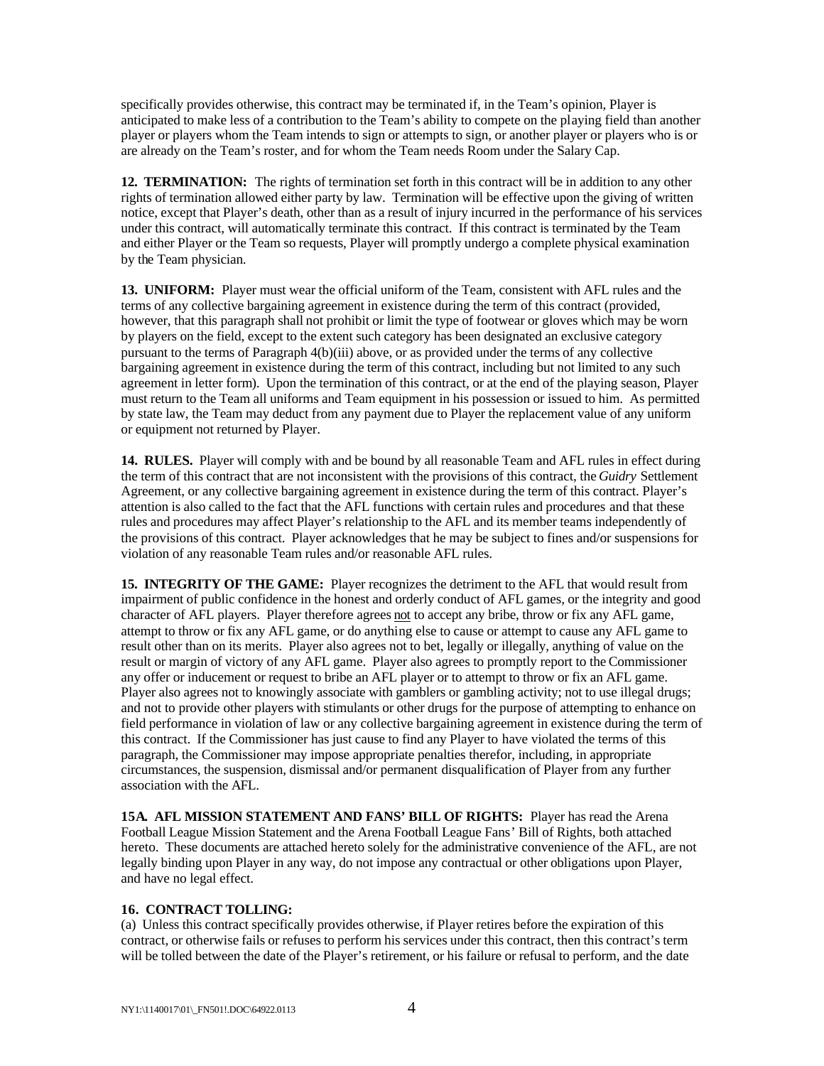specifically provides otherwise, this contract may be terminated if, in the Team's opinion, Player is anticipated to make less of a contribution to the Team's ability to compete on the playing field than another player or players whom the Team intends to sign or attempts to sign, or another player or players who is or are already on the Team's roster, and for whom the Team needs Room under the Salary Cap.

**12. TERMINATION:** The rights of termination set forth in this contract will be in addition to any other rights of termination allowed either party by law. Termination will be effective upon the giving of written notice, except that Player's death, other than as a result of injury incurred in the performance of his services under this contract, will automatically terminate this contract. If this contract is terminated by the Team and either Player or the Team so requests, Player will promptly undergo a complete physical examination by the Team physician.

**13. UNIFORM:** Player must wear the official uniform of the Team, consistent with AFL rules and the terms of any collective bargaining agreement in existence during the term of this contract (provided, however, that this paragraph shall not prohibit or limit the type of footwear or gloves which may be worn by players on the field, except to the extent such category has been designated an exclusive category pursuant to the terms of Paragraph 4(b)(iii) above, or as provided under the terms of any collective bargaining agreement in existence during the term of this contract, including but not limited to any such agreement in letter form). Upon the termination of this contract, or at the end of the playing season, Player must return to the Team all uniforms and Team equipment in his possession or issued to him. As permitted by state law, the Team may deduct from any payment due to Player the replacement value of any uniform or equipment not returned by Player.

**14. RULES.** Player will comply with and be bound by all reasonable Team and AFL rules in effect during the term of this contract that are not inconsistent with the provisions of this contract, the *Guidry* Settlement Agreement, or any collective bargaining agreement in existence during the term of this contract. Player's attention is also called to the fact that the AFL functions with certain rules and procedures and that these rules and procedures may affect Player's relationship to the AFL and its member teams independently of the provisions of this contract. Player acknowledges that he may be subject to fines and/or suspensions for violation of any reasonable Team rules and/or reasonable AFL rules.

**15. INTEGRITY OF THE GAME:** Player recognizes the detriment to the AFL that would result from impairment of public confidence in the honest and orderly conduct of AFL games, or the integrity and good character of AFL players. Player therefore agrees not to accept any bribe, throw or fix any AFL game, attempt to throw or fix any AFL game, or do anything else to cause or attempt to cause any AFL game to result other than on its merits. Player also agrees not to bet, legally or illegally, anything of value on the result or margin of victory of any AFL game. Player also agrees to promptly report to the Commissioner any offer or inducement or request to bribe an AFL player or to attempt to throw or fix an AFL game. Player also agrees not to knowingly associate with gamblers or gambling activity; not to use illegal drugs; and not to provide other players with stimulants or other drugs for the purpose of attempting to enhance on field performance in violation of law or any collective bargaining agreement in existence during the term of this contract. If the Commissioner has just cause to find any Player to have violated the terms of this paragraph, the Commissioner may impose appropriate penalties therefor, including, in appropriate circumstances, the suspension, dismissal and/or permanent disqualification of Player from any further association with the AFL.

**15A. AFL MISSION STATEMENT AND FANS' BILL OF RIGHTS:** Player has read the Arena Football League Mission Statement and the Arena Football League Fans' Bill of Rights, both attached hereto. These documents are attached hereto solely for the administrative convenience of the AFL, are not legally binding upon Player in any way, do not impose any contractual or other obligations upon Player, and have no legal effect.

**16. CONTRACT TOLLING:**

(a) Unless this contract specifically provides otherwise, if Player retires before the expiration of this contract, or otherwise fails or refuses to perform his services under this contract, then this contract's term will be tolled between the date of the Player's retirement, or his failure or refusal to perform, and the date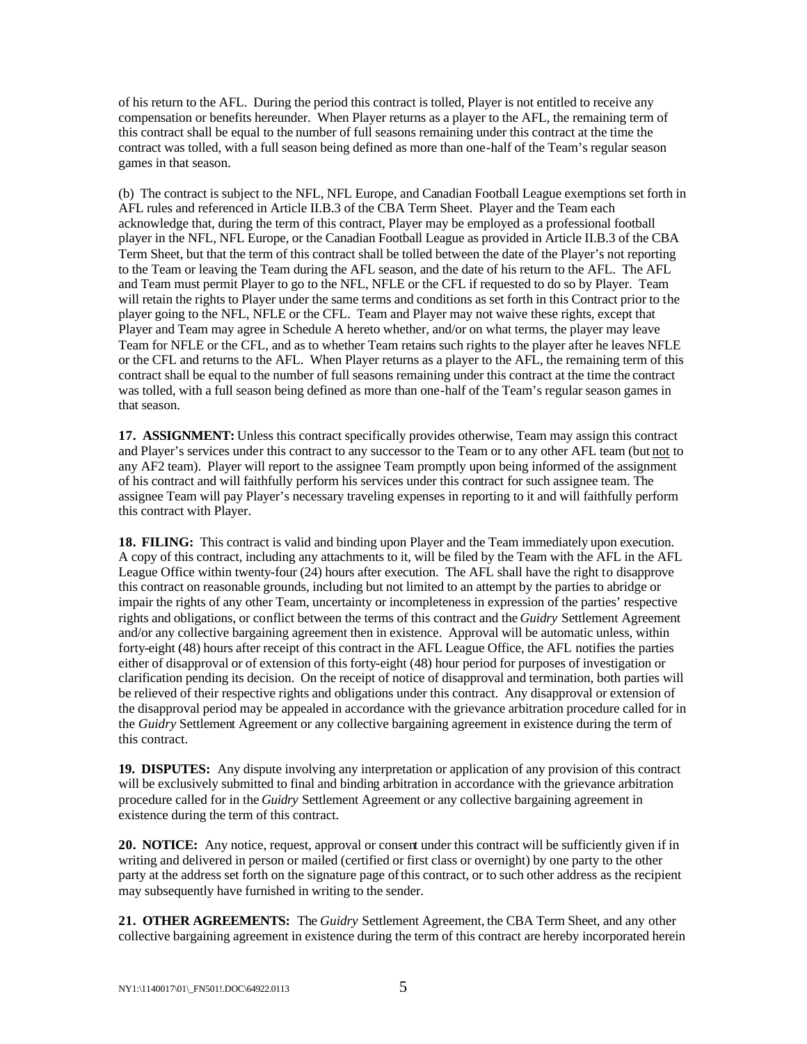of his return to the AFL. During the period this contract is tolled, Player is not entitled to receive any compensation or benefits hereunder. When Player returns as a player to the AFL, the remaining term of this contract shall be equal to the number of full seasons remaining under this contract at the time the contract was tolled, with a full season being defined as more than one-half of the Team's regular season games in that season.

(b) The contract is subject to the NFL, NFL Europe, and Canadian Football League exemptions set forth in AFL rules and referenced in Article II.B.3 of the CBA Term Sheet. Player and the Team each acknowledge that, during the term of this contract, Player may be employed as a professional football player in the NFL, NFL Europe, or the Canadian Football League as provided in Article II.B.3 of the CBA Term Sheet, but that the term of this contract shall be tolled between the date of the Player's not reporting to the Team or leaving the Team during the AFL season, and the date of his return to the AFL. The AFL and Team must permit Player to go to the NFL, NFLE or the CFL if requested to do so by Player. Team will retain the rights to Player under the same terms and conditions as set forth in this Contract prior to the player going to the NFL, NFLE or the CFL. Team and Player may not waive these rights, except that Player and Team may agree in Schedule A hereto whether, and/or on what terms, the player may leave Team for NFLE or the CFL, and as to whether Team retains such rights to the player after he leaves NFLE or the CFL and returns to the AFL. When Player returns as a player to the AFL, the remaining term of this contract shall be equal to the number of full seasons remaining under this contract at the time the contract was tolled, with a full season being defined as more than one-half of the Team's regular season games in that season.

**17. ASSIGNMENT:** Unless this contract specifically provides otherwise, Team may assign this contract and Player's services under this contract to any successor to the Team or to any other AFL team (but not to any AF2 team). Player will report to the assignee Team promptly upon being informed of the assignment of his contract and will faithfully perform his services under this contract for such assignee team. The assignee Team will pay Player's necessary traveling expenses in reporting to it and will faithfully perform this contract with Player.

**18. FILING:** This contract is valid and binding upon Player and the Team immediately upon execution. A copy of this contract, including any attachments to it, will be filed by the Team with the AFL in the AFL League Office within twenty-four (24) hours after execution. The AFL shall have the right to disapprove this contract on reasonable grounds, including but not limited to an attempt by the parties to abridge or impair the rights of any other Team, uncertainty or incompleteness in expression of the parties' respective rights and obligations, or conflict between the terms of this contract and the *Guidry* Settlement Agreement and/or any collective bargaining agreement then in existence. Approval will be automatic unless, within forty-eight (48) hours after receipt of this contract in the AFL League Office, the AFL notifies the parties either of disapproval or of extension of this forty-eight (48) hour period for purposes of investigation or clarification pending its decision. On the receipt of notice of disapproval and termination, both parties will be relieved of their respective rights and obligations under this contract. Any disapproval or extension of the disapproval period may be appealed in accordance with the grievance arbitration procedure called for in the *Guidry* Settlement Agreement or any collective bargaining agreement in existence during the term of this contract.

**19. DISPUTES:** Any dispute involving any interpretation or application of any provision of this contract will be exclusively submitted to final and binding arbitration in accordance with the grievance arbitration procedure called for in the *Guidry* Settlement Agreement or any collective bargaining agreement in existence during the term of this contract.

**20. NOTICE:** Any notice, request, approval or consent under this contract will be sufficiently given if in writing and delivered in person or mailed (certified or first class or overnight) by one party to the other party at the address set forth on the signature page of this contract, or to such other address as the recipient may subsequently have furnished in writing to the sender.

**21. OTHER AGREEMENTS:** The *Guidry* Settlement Agreement, the CBA Term Sheet, and any other collective bargaining agreement in existence during the term of this contract are hereby incorporated herein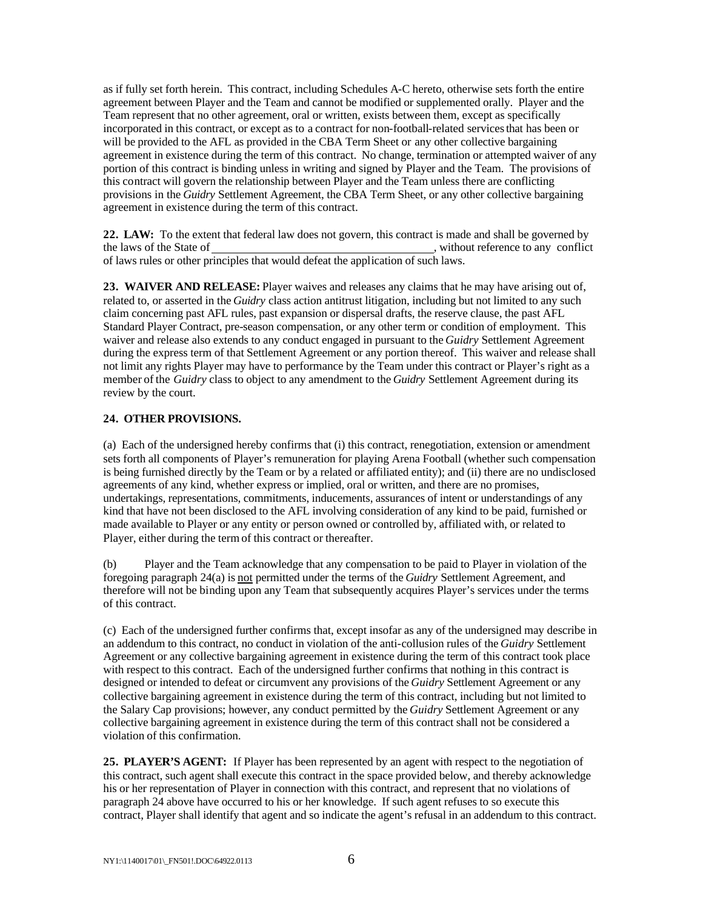as if fully set forth herein. This contract, including Schedules A-C hereto, otherwise sets forth the entire agreement between Player and the Team and cannot be modified or supplemented orally. Player and the Team represent that no other agreement, oral or written, exists between them, except as specifically incorporated in this contract, or except as to a contract for non-football-related services that has been or will be provided to the AFL as provided in the CBA Term Sheet or any other collective bargaining agreement in existence during the term of this contract. No change, termination or attempted waiver of any portion of this contract is binding unless in writing and signed by Player and the Team. The provisions of this contract will govern the relationship between Player and the Team unless there are conflicting provisions in the *Guidry* Settlement Agreement, the CBA Term Sheet, or any other collective bargaining agreement in existence during the term of this contract.

**22. LAW:** To the extent that federal law does not govern, this contract is made and shall be governed by the laws of the State of ______________________________________, without reference to any conflict of laws rules or other principles that would defeat the application of such laws.

**23. WAIVER AND RELEASE:** Player waives and releases any claims that he may have arising out of, related to, or asserted in the *Guidry* class action antitrust litigation, including but not limited to any such claim concerning past AFL rules, past expansion or dispersal drafts, the reserve clause, the past AFL Standard Player Contract, pre-season compensation, or any other term or condition of employment. This waiver and release also extends to any conduct engaged in pursuant to the *Guidry* Settlement Agreement during the express term of that Settlement Agreement or any portion thereof. This waiver and release shall not limit any rights Player may have to performance by the Team under this contract or Player's right as a member of the *Guidry* class to object to any amendment to the *Guidry* Settlement Agreement during its review by the court.

**24. OTHER PROVISIONS.**

(a) Each of the undersigned hereby confirms that (i) this contract, renegotiation, extension or amendment sets forth all components of Player's remuneration for playing Arena Football (whether such compensation is being furnished directly by the Team or by a related or affiliated entity); and (ii) there are no undisclosed agreements of any kind, whether express or implied, oral or written, and there are no promises, undertakings, representations, commitments, inducements, assurances of intent or understandings of any kind that have not been disclosed to the AFL involving consideration of any kind to be paid, furnished or made available to Player or any entity or person owned or controlled by, affiliated with, or related to Player, either during the term of this contract or thereafter.

(b) Player and the Team acknowledge that any compensation to be paid to Player in violation of the foregoing paragraph 24(a) is not permitted under the terms of the *Guidry* Settlement Agreement, and therefore will not be binding upon any Team that subsequently acquires Player's services under the terms of this contract.

(c) Each of the undersigned further confirms that, except insofar as any of the undersigned may describe in an addendum to this contract, no conduct in violation of the anti-collusion rules of the *Guidry* Settlement Agreement or any collective bargaining agreement in existence during the term of this contract took place with respect to this contract. Each of the undersigned further confirms that nothing in this contract is designed or intended to defeat or circumvent any provisions of the *Guidry* Settlement Agreement or any collective bargaining agreement in existence during the term of this contract, including but not limited to the Salary Cap provisions; however, any conduct permitted by the *Guidry* Settlement Agreement or any collective bargaining agreement in existence during the term of this contract shall not be considered a violation of this confirmation.

**25. PLAYER'S AGENT:** If Player has been represented by an agent with respect to the negotiation of this contract, such agent shall execute this contract in the space provided below, and thereby acknowledge his or her representation of Player in connection with this contract, and represent that no violations of paragraph 24 above have occurred to his or her knowledge. If such agent refuses to so execute this contract, Player shall identify that agent and so indicate the agent's refusal in an addendum to this contract.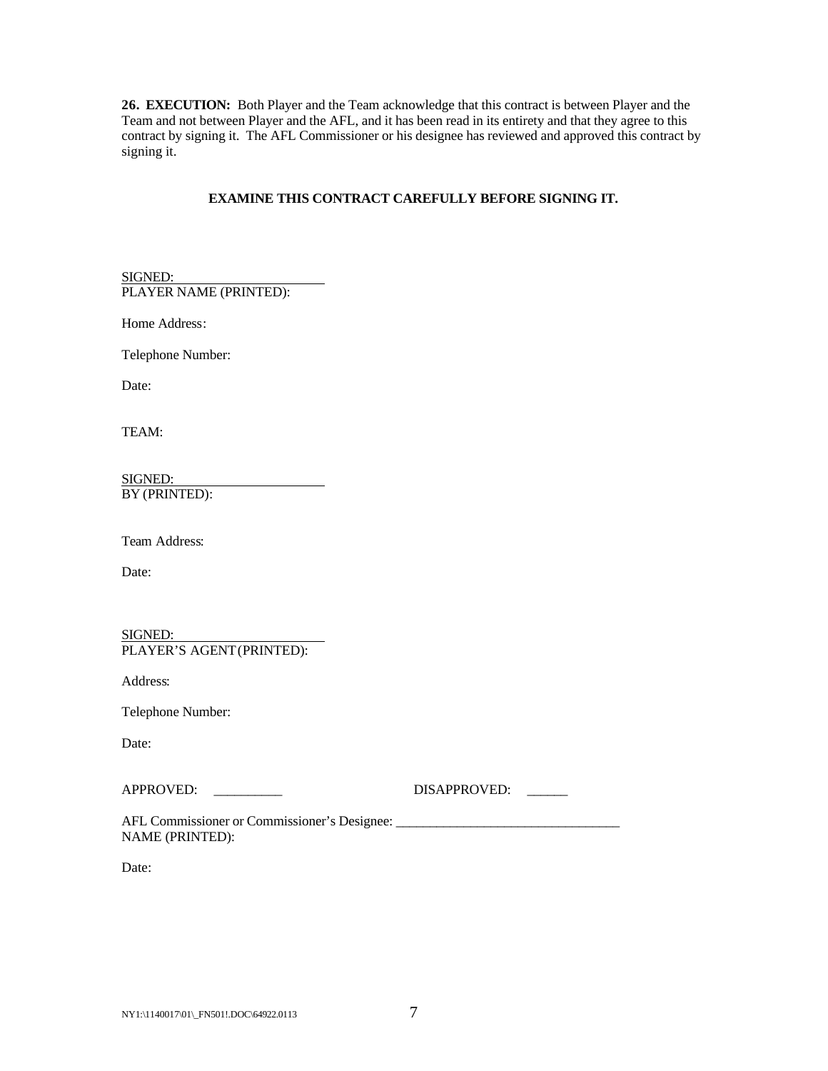**26. EXECUTION:** Both Player and the Team acknowledge that this contract is between Player and the Team and not between Player and the AFL, and it has been read in its entirety and that they agree to this contract by signing it. The AFL Commissioner or his designee has reviewed and approved this contract by signing it.

**EXAMINE THIS CONTRACT CAREFULLY BEFORE SIGNING IT.**

SIGNED:
PLAYER NAME (PRINTED):

Home Address:

Telephone Number:

Date:

TEAM:

SIGNED:
BY (PRINTED):

Team Address:

Date:

SIGNED:
PLAYER'S AGENT (PRINTED):

Address:

Telephone Number:

Date:

APPROVED: __________ DISAPPROVED: ______

AFL Commissioner or Commissioner's Designee: ________________________________
NAME (PRINTED):

Date:

NY1:\1140017\01\_FN501!.DOC\64922.0113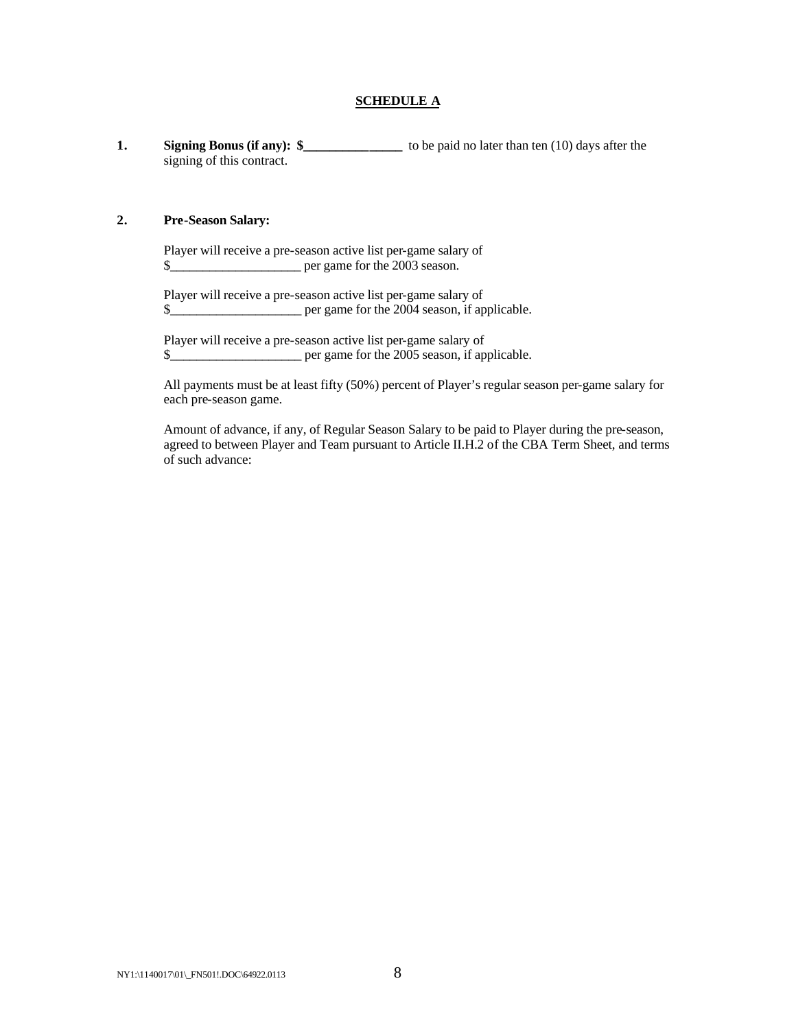**SCHEDULE A**

**1.** **Signing Bonus (if any): $_______________** to be paid no later than ten (10) days after the signing of this contract.

**2.** **Pre-Season Salary:**

Player will receive a pre-season active list per-game salary of $____________________ per game for the 2003 season.

Player will receive a pre-season active list per-game salary of $____________________ per game for the 2004 season, if applicable.

Player will receive a pre-season active list per-game salary of $____________________ per game for the 2005 season, if applicable.

All payments must be at least fifty (50%) percent of Player's regular season per-game salary for each pre-season game.

Amount of advance, if any, of Regular Season Salary to be paid to Player during the pre-season, agreed to between Player and Team pursuant to Article II.H.2 of the CBA Term Sheet, and terms of such advance:

NY1:\1140017\01\_FN501!.DOC\64922.0113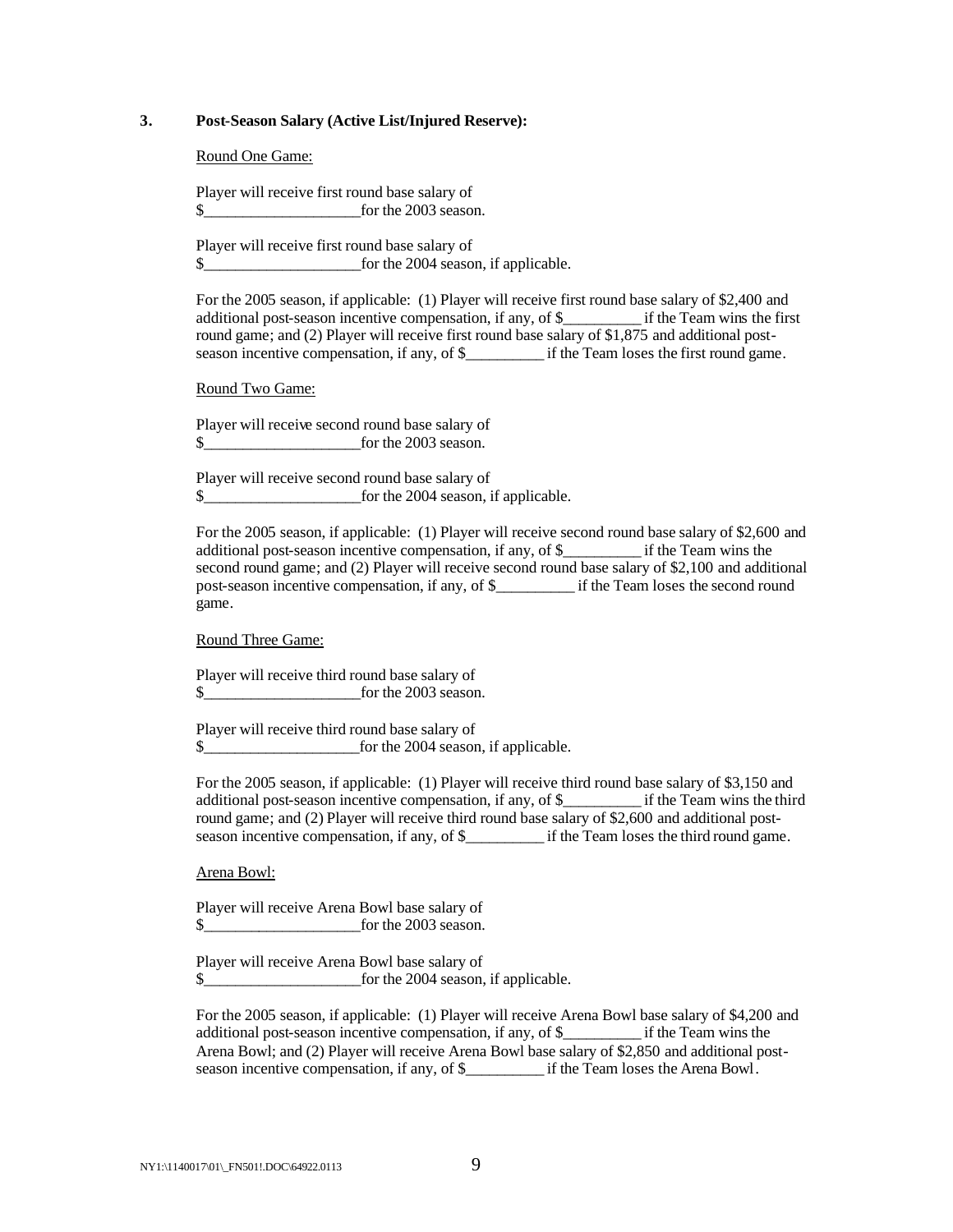**3. Post-Season Salary (Active List/Injured Reserve):**

Round One Game:

Player will receive first round base salary of
$____________________for the 2003 season.

Player will receive first round base salary of
$____________________for the 2004 season, if applicable.

For the 2005 season, if applicable: (1) Player will receive first round base salary of $2,400 and additional post-season incentive compensation, if any, of $__________ if the Team wins the first round game; and (2) Player will receive first round base salary of $1,875 and additional post-season incentive compensation, if any, of $__________ if the Team loses the first round game.

Round Two Game:

Player will receive second round base salary of
$____________________for the 2003 season.

Player will receive second round base salary of
$____________________for the 2004 season, if applicable.

For the 2005 season, if applicable: (1) Player will receive second round base salary of $2,600 and additional post-season incentive compensation, if any, of $__________ if the Team wins the second round game; and (2) Player will receive second round base salary of $2,100 and additional post-season incentive compensation, if any, of $__________ if the Team loses the second round game.

Round Three Game:

Player will receive third round base salary of
$____________________for the 2003 season.

Player will receive third round base salary of
$____________________for the 2004 season, if applicable.

For the 2005 season, if applicable: (1) Player will receive third round base salary of $3,150 and additional post-season incentive compensation, if any, of $__________ if the Team wins the third round game; and (2) Player will receive third round base salary of $2,600 and additional post-season incentive compensation, if any, of $__________ if the Team loses the third round game.

Arena Bowl:

Player will receive Arena Bowl base salary of
$____________________for the 2003 season.

Player will receive Arena Bowl base salary of
$____________________for the 2004 season, if applicable.

For the 2005 season, if applicable: (1) Player will receive Arena Bowl base salary of $4,200 and additional post-season incentive compensation, if any, of $__________ if the Team wins the Arena Bowl; and (2) Player will receive Arena Bowl base salary of $2,850 and additional post-season incentive compensation, if any, of $__________ if the Team loses the Arena Bowl.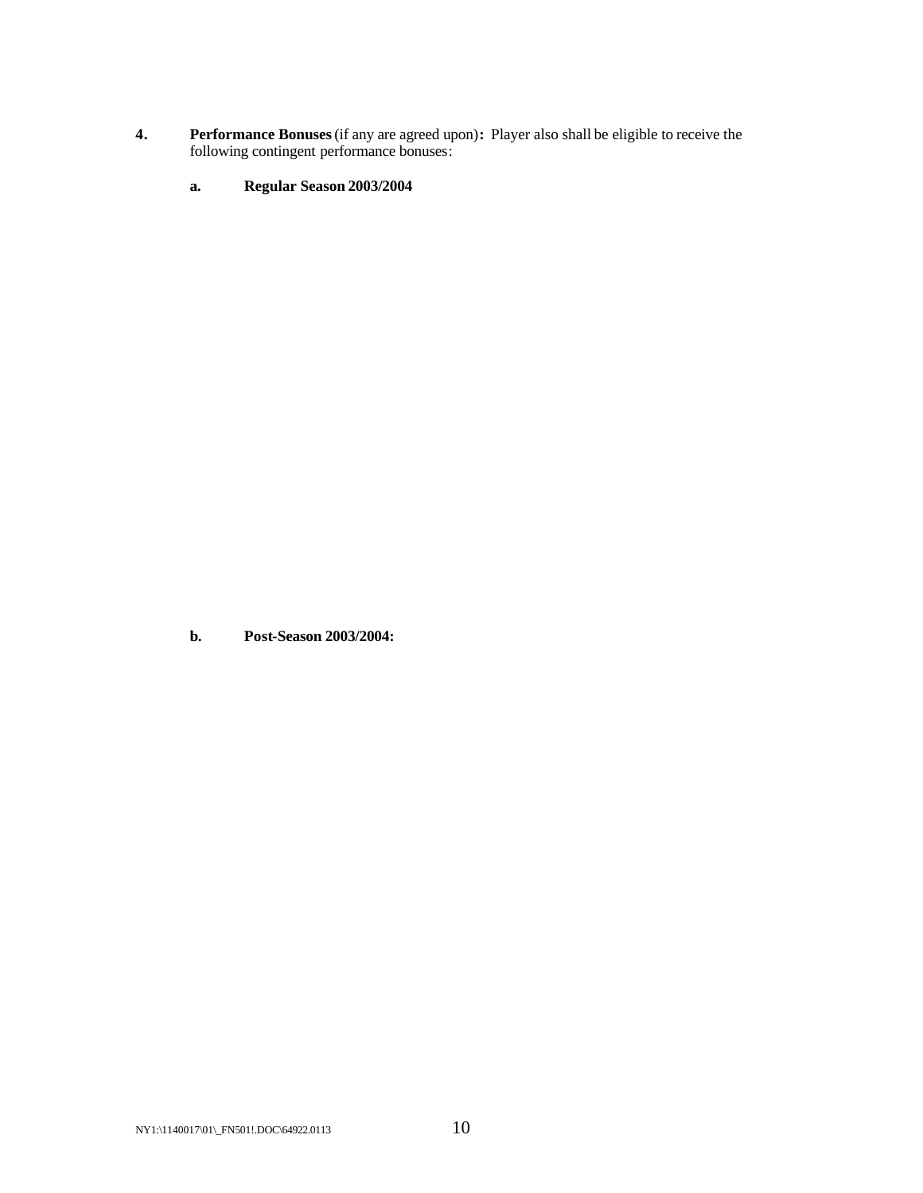**4. Performance Bonuses** (if any are agreed upon)**:** Player also shall be eligible to receive the following contingent performance bonuses:

**a. Regular Season 2003/2004**

**b. Post-Season 2003/2004:**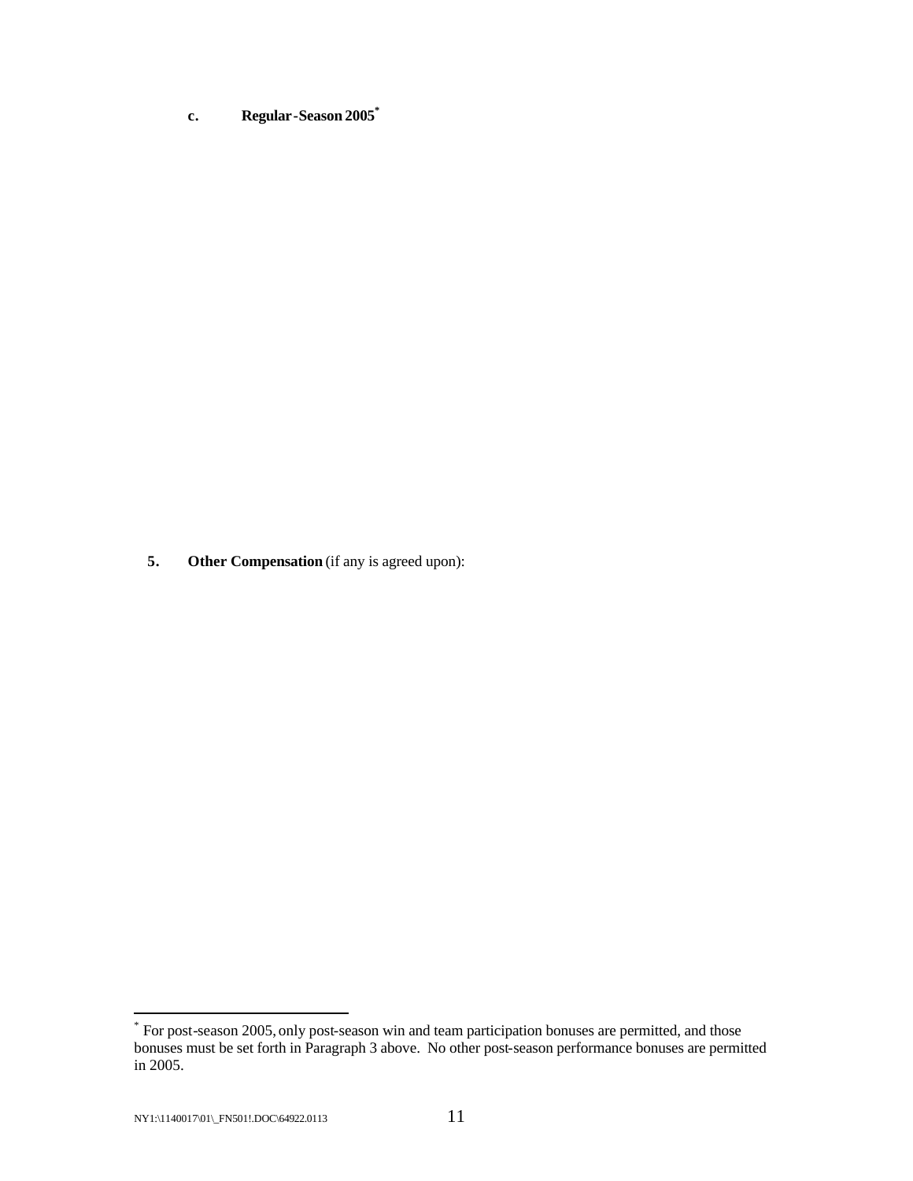**c. Regular-Season 2005***

**5. Other Compensation** (if any is agreed upon):

* For post-season 2005, only post-season win and team participation bonuses are permitted, and those bonuses must be set forth in Paragraph 3 above. No other post-season performance bonuses are permitted in 2005.

NY1:\1140017\01\_FN501!.DOC\64922.0113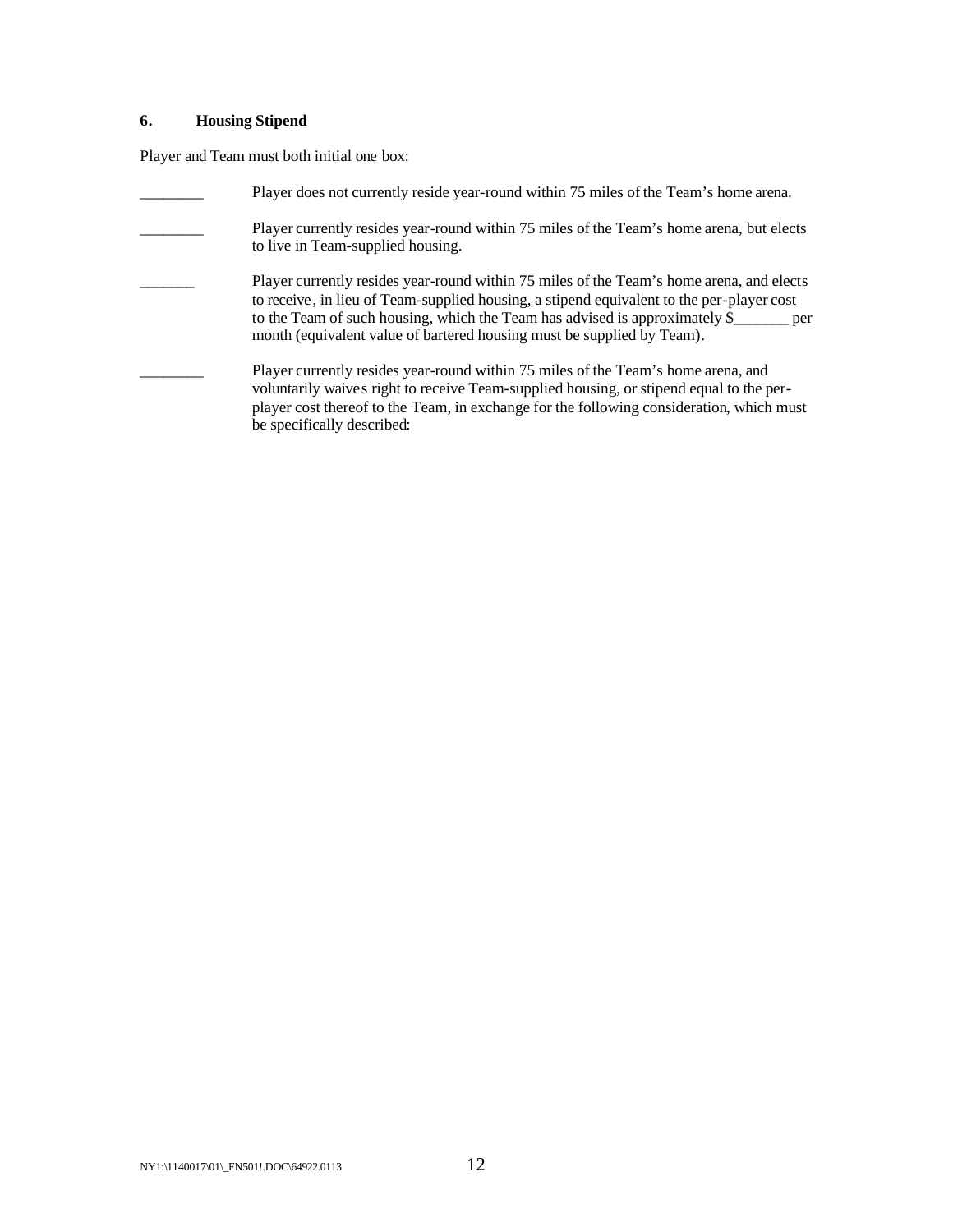### 6. Housing Stipend

Player and Team must both initial one box:

________ Player does not currently reside year-round within 75 miles of the Team's home arena.

________ Player currently resides year-round within 75 miles of the Team's home arena, but elects to live in Team-supplied housing.

_______ Player currently resides year-round within 75 miles of the Team's home arena, and elects to receive, in lieu of Team-supplied housing, a stipend equivalent to the per-player cost to the Team of such housing, which the Team has advised is approximately $_______ per month (equivalent value of bartered housing must be supplied by Team).

________ Player currently resides year-round within 75 miles of the Team's home arena, and voluntarily waives right to receive Team-supplied housing, or stipend equal to the per-player cost thereof to the Team, in exchange for the following consideration, which must be specifically described:

NY1:\1140017\01\_FN501!.DOC\64922.0113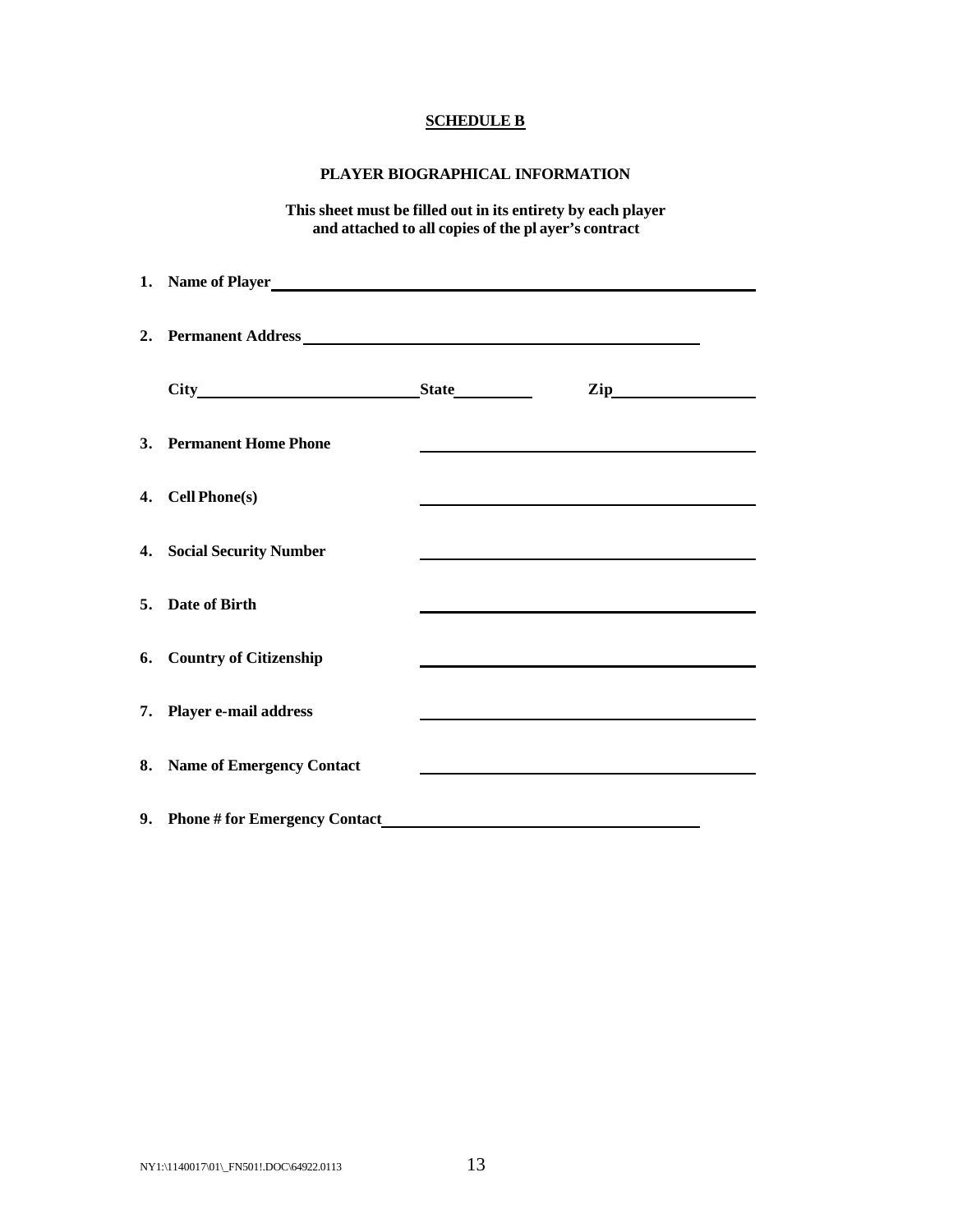**SCHEDULE B**

**PLAYER BIOGRAPHICAL INFORMATION**

**This sheet must be filled out in its entirety by each player and attached to all copies of the pl ayer's contract**

1. **Name of Player** ______________________________

2. **Permanent Address** ______________________________

   **City** ____________________ **State** __________ **Zip** ____________

3. **Permanent Home Phone** ______________________________

4. **Cell Phone(s)** ______________________________

4. **Social Security Number** ______________________________

5. **Date of Birth** ______________________________

6. **Country of Citizenship** ______________________________

7. **Player e-mail address** ______________________________

8. **Name of Emergency Contact** ______________________________

9. **Phone # for Emergency Contact** ______________________________

NY1:\1140017\01\_FN501!.DOC\64922.0113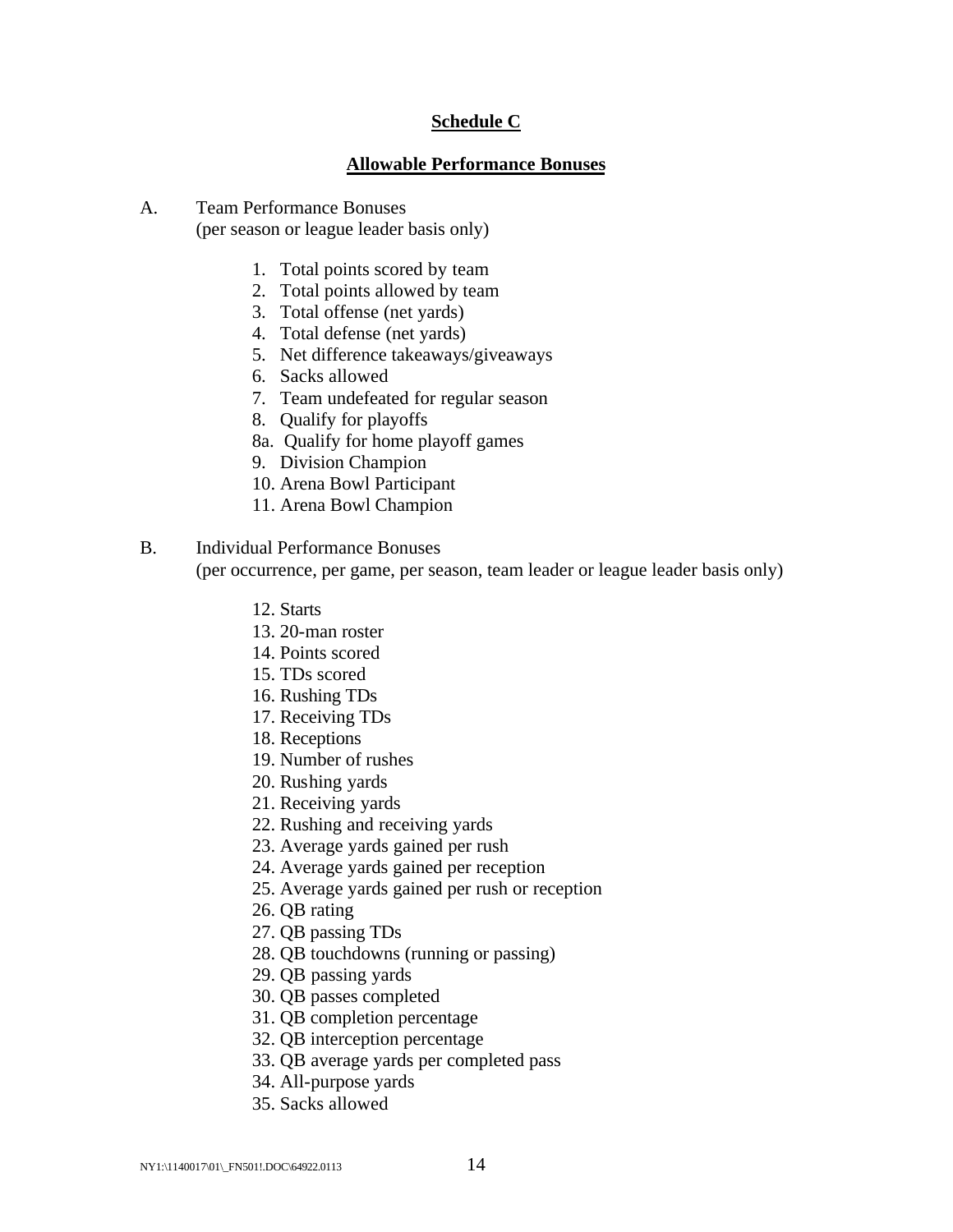## Schedule C

## Allowable Performance Bonuses

A. Team Performance Bonuses
(per season or league leader basis only)

1. Total points scored by team
2. Total points allowed by team
3. Total offense (net yards)
4. Total defense (net yards)
5. Net difference takeaways/giveaways
6. Sacks allowed
7. Team undefeated for regular season
8. Qualify for playoffs

8a. Qualify for home playoff games

9. Division Champion
10. Arena Bowl Participant
11. Arena Bowl Champion

B. Individual Performance Bonuses
(per occurrence, per game, per season, team leader or league leader basis only)

12. Starts
13. 20-man roster
14. Points scored
15. TDs scored
16. Rushing TDs
17. Receiving TDs
18. Receptions
19. Number of rushes
20. Rushing yards
21. Receiving yards
22. Rushing and receiving yards
23. Average yards gained per rush
24. Average yards gained per reception
25. Average yards gained per rush or reception
26. QB rating
27. QB passing TDs
28. QB touchdowns (running or passing)
29. QB passing yards
30. QB passes completed
31. QB completion percentage
32. QB interception percentage
33. QB average yards per completed pass
34. All-purpose yards
35. Sacks allowed

NY1:\1140017\01\_FN501!.DOC\64922.0113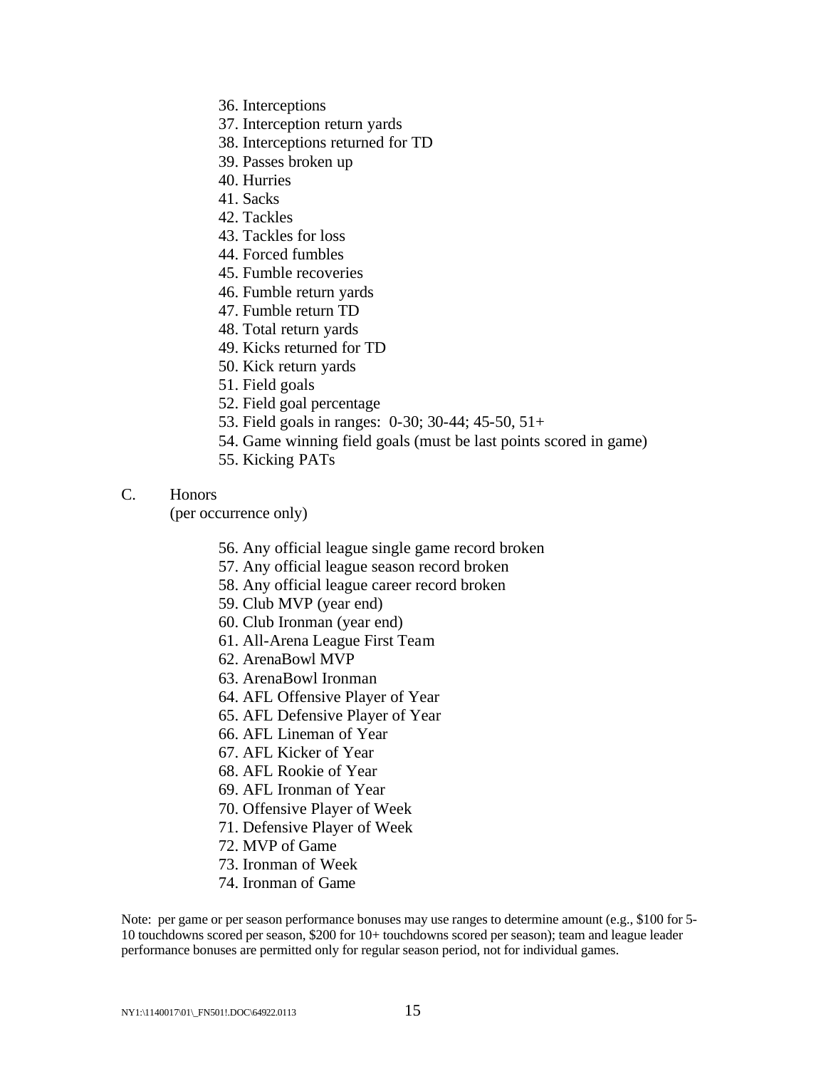36. Interceptions
37. Interception return yards
38. Interceptions returned for TD
39. Passes broken up
40. Hurries
41. Sacks
42. Tackles
43. Tackles for loss
44. Forced fumbles
45. Fumble recoveries
46. Fumble return yards
47. Fumble return TD
48. Total return yards
49. Kicks returned for TD
50. Kick return yards
51. Field goals
52. Field goal percentage
53. Field goals in ranges: 0-30; 30-44; 45-50, 51+
54. Game winning field goals (must be last points scored in game)
55. Kicking PATs

C. Honors
(per occurrence only)

56. Any official league single game record broken
57. Any official league season record broken
58. Any official league career record broken
59. Club MVP (year end)
60. Club Ironman (year end)
61. All-Arena League First Team
62. ArenaBowl MVP
63. ArenaBowl Ironman
64. AFL Offensive Player of Year
65. AFL Defensive Player of Year
66. AFL Lineman of Year
67. AFL Kicker of Year
68. AFL Rookie of Year
69. AFL Ironman of Year
70. Offensive Player of Week
71. Defensive Player of Week
72. MVP of Game
73. Ironman of Week
74. Ironman of Game

Note: per game or per season performance bonuses may use ranges to determine amount (e.g., $100 for 5-10 touchdowns scored per season, $200 for 10+ touchdowns scored per season); team and league leader performance bonuses are permitted only for regular season period, not for individual games.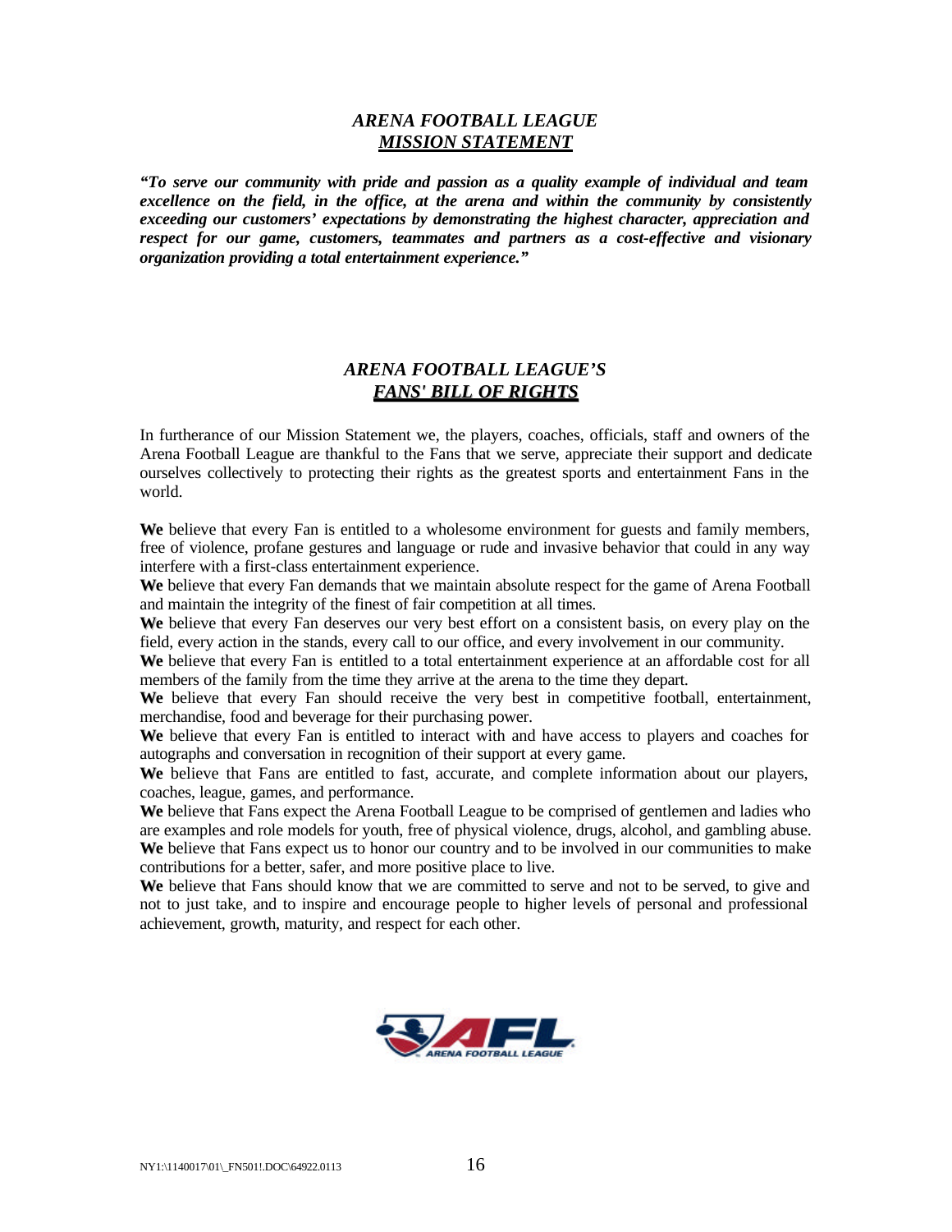## *ARENA FOOTBALL LEAGUE*
## ***MISSION STATEMENT***

***"To serve our community with pride and passion as a quality example of individual and team excellence on the field, in the office, at the arena and within the community by consistently exceeding our customers' expectations by demonstrating the highest character, appreciation and respect for our game, customers, teammates and partners as a cost-effective and visionary organization providing a total entertainment experience."***

## *ARENA FOOTBALL LEAGUE'S*
## ***FANS' BILL OF RIGHTS***

In furtherance of our Mission Statement we, the players, coaches, officials, staff and owners of the Arena Football League are thankful to the Fans that we serve, appreciate their support and dedicate ourselves collectively to protecting their rights as the greatest sports and entertainment Fans in the world.

**We** believe that every Fan is entitled to a wholesome environment for guests and family members, free of violence, profane gestures and language or rude and invasive behavior that could in any way interfere with a first-class entertainment experience.

**We** believe that every Fan demands that we maintain absolute respect for the game of Arena Football and maintain the integrity of the finest of fair competition at all times.

**We** believe that every Fan deserves our very best effort on a consistent basis, on every play on the field, every action in the stands, every call to our office, and every involvement in our community.

**We** believe that every Fan is entitled to a total entertainment experience at an affordable cost for all members of the family from the time they arrive at the arena to the time they depart.

**We** believe that every Fan should receive the very best in competitive football, entertainment, merchandise, food and beverage for their purchasing power.

**We** believe that every Fan is entitled to interact with and have access to players and coaches for autographs and conversation in recognition of their support at every game.

**We** believe that Fans are entitled to fast, accurate, and complete information about our players, coaches, league, games, and performance.

**We** believe that Fans expect the Arena Football League to be comprised of gentlemen and ladies who are examples and role models for youth, free of physical violence, drugs, alcohol, and gambling abuse.

**We** believe that Fans expect us to honor our country and to be involved in our communities to make contributions for a better, safer, and more positive place to live.

**We** believe that Fans should know that we are committed to serve and not to be served, to give and not to just take, and to inspire and encourage people to higher levels of personal and professional achievement, growth, maturity, and respect for each other.

AFL ARENA FOOTBALL LEAGUE

NY1:\1140017\01\_FN501!.DOC\64922.0113